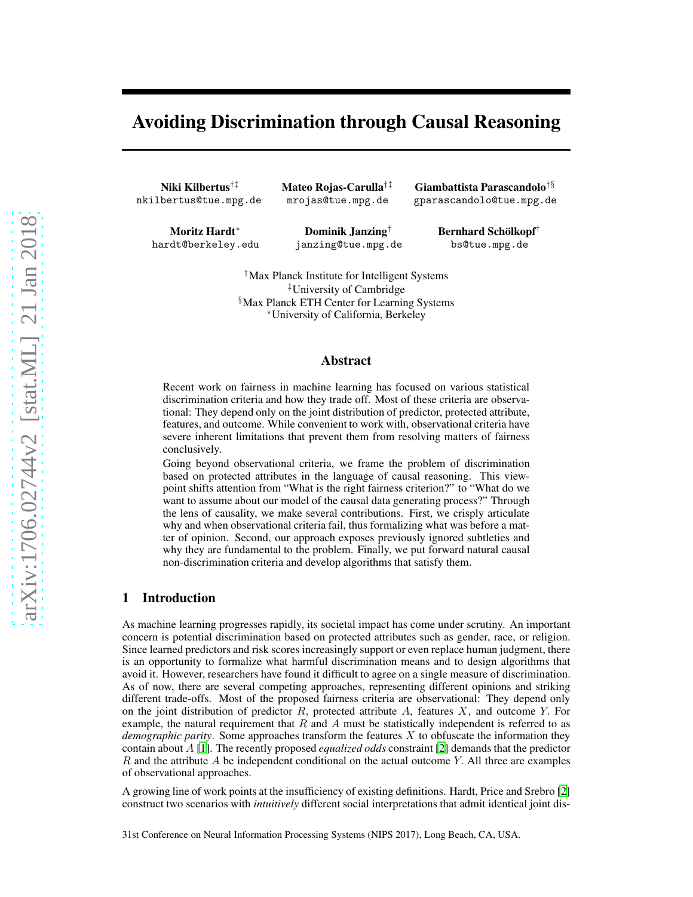# Avoiding Discrimination through Causal Reasoning

**Niki Kilbertus**[†‡]
nkilbertus@tue.mpg.de

**Mateo Rojas-Carulla**[†‡]
mrojas@tue.mpg.de

**Giambattista Parascandolo**[†§]
gparascandolo@tue.mpg.de

**Moritz Hardt**[*]
hardt@berkeley.edu

**Dominik Janzing**[†]
janzing@tue.mpg.de

**Bernhard Schölkopf**[†]
bs@tue.mpg.de

[†]Max Planck Institute for Intelligent Systems
[‡]University of Cambridge
[§]Max Planck ETH Center for Learning Systems
[*]University of California, Berkeley

## Abstract

Recent work on fairness in machine learning has focused on various statistical discrimination criteria and how they trade off. Most of these criteria are observational: They depend only on the joint distribution of predictor, protected attribute, features, and outcome. While convenient to work with, observational criteria have severe inherent limitations that prevent them from resolving matters of fairness conclusively.

Going beyond observational criteria, we frame the problem of discrimination based on protected attributes in the language of causal reasoning. This viewpoint shifts attention from "What is the right fairness criterion?" to "What do we want to assume about our model of the causal data generating process?" Through the lens of causality, we make several contributions. First, we crisply articulate why and when observational criteria fail, thus formalizing what was before a matter of opinion. Second, our approach exposes previously ignored subtleties and why they are fundamental to the problem. Finally, we put forward natural causal non-discrimination criteria and develop algorithms that satisfy them.

## 1 Introduction

As machine learning progresses rapidly, its societal impact has come under scrutiny. An important concern is potential discrimination based on protected attributes such as gender, race, or religion. Since learned predictors and risk scores increasingly support or even replace human judgment, there is an opportunity to formalize what harmful discrimination means and to design algorithms that avoid it. However, researchers have found it difficult to agree on a single measure of discrimination. As of now, there are several competing approaches, representing different opinions and striking different trade-offs. Most of the proposed fairness criteria are observational: They depend only on the joint distribution of predictor $R$, protected attribute $A$, features $X$, and outcome $Y$. For example, the natural requirement that $R$ and $A$ must be statistically independent is referred to as *demographic parity*. Some approaches transform the features $X$ to obfuscate the information they contain about $A$ [1]. The recently proposed *equalized odds* constraint [2] demands that the predictor $R$ and the attribute $A$ be independent conditional on the actual outcome $Y$. All three are examples of observational approaches.

A growing line of work points at the insufficiency of existing definitions. Hardt, Price and Srebro [2] construct two scenarios with *intuitively* different social interpretations that admit identical joint dis-

31st Conference on Neural Information Processing Systems (NIPS 2017), Long Beach, CA, USA.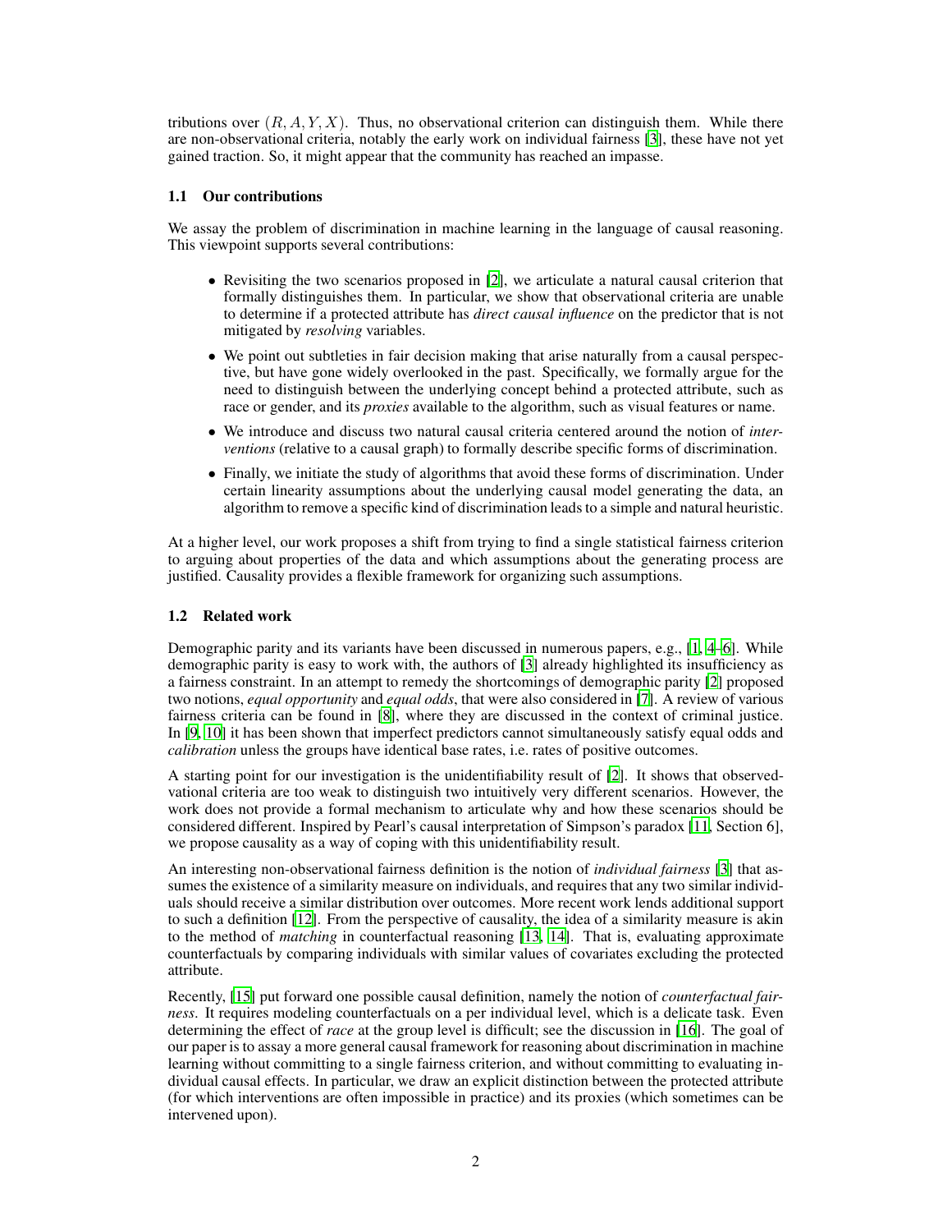tributions over $(R, A, Y, X)$. Thus, no observational criterion can distinguish them. While there are non-observational criteria, notably the early work on individual fairness [3], these have not yet gained traction. So, it might appear that the community has reached an impasse.

### 1.1 Our contributions

We assay the problem of discrimination in machine learning in the language of causal reasoning. This viewpoint supports several contributions:

- Revisiting the two scenarios proposed in [2], we articulate a natural causal criterion that formally distinguishes them. In particular, we show that observational criteria are unable to determine if a protected attribute has *direct causal influence* on the predictor that is not mitigated by *resolving* variables.
- We point out subtleties in fair decision making that arise naturally from a causal perspective, but have gone widely overlooked in the past. Specifically, we formally argue for the need to distinguish between the underlying concept behind a protected attribute, such as race or gender, and its *proxies* available to the algorithm, such as visual features or name.
- We introduce and discuss two natural causal criteria centered around the notion of *interventions* (relative to a causal graph) to formally describe specific forms of discrimination.
- Finally, we initiate the study of algorithms that avoid these forms of discrimination. Under certain linearity assumptions about the underlying causal model generating the data, an algorithm to remove a specific kind of discrimination leads to a simple and natural heuristic.

At a higher level, our work proposes a shift from trying to find a single statistical fairness criterion to arguing about properties of the data and which assumptions about the generating process are justified. Causality provides a flexible framework for organizing such assumptions.

### 1.2 Related work

Demographic parity and its variants have been discussed in numerous papers, e.g., [1, 4–6]. While demographic parity is easy to work with, the authors of [3] already highlighted its insufficiency as a fairness constraint. In an attempt to remedy the shortcomings of demographic parity [2] proposed two notions, *equal opportunity* and *equal odds*, that were also considered in [7]. A review of various fairness criteria can be found in [8], where they are discussed in the context of criminal justice. In [9, 10] it has been shown that imperfect predictors cannot simultaneously satisfy equal odds and *calibration* unless the groups have identical base rates, i.e. rates of positive outcomes.

A starting point for our investigation is the unidentifiability result of [2]. It shows that observedvational criteria are too weak to distinguish two intuitively very different scenarios. However, the work does not provide a formal mechanism to articulate why and how these scenarios should be considered different. Inspired by Pearl's causal interpretation of Simpson's paradox [11, Section 6], we propose causality as a way of coping with this unidentifiability result.

An interesting non-observational fairness definition is the notion of *individual fairness* [3] that assumes the existence of a similarity measure on individuals, and requires that any two similar individuals should receive a similar distribution over outcomes. More recent work lends additional support to such a definition [12]. From the perspective of causality, the idea of a similarity measure is akin to the method of *matching* in counterfactual reasoning [13, 14]. That is, evaluating approximate counterfactuals by comparing individuals with similar values of covariates excluding the protected attribute.

Recently, [15] put forward one possible causal definition, namely the notion of *counterfactual fairness*. It requires modeling counterfactuals on a per individual level, which is a delicate task. Even determining the effect of *race* at the group level is difficult; see the discussion in [16]. The goal of our paper is to assay a more general causal framework for reasoning about discrimination in machine learning without committing to a single fairness criterion, and without committing to evaluating individual causal effects. In particular, we draw an explicit distinction between the protected attribute (for which interventions are often impossible in practice) and its proxies (which sometimes can be intervened upon).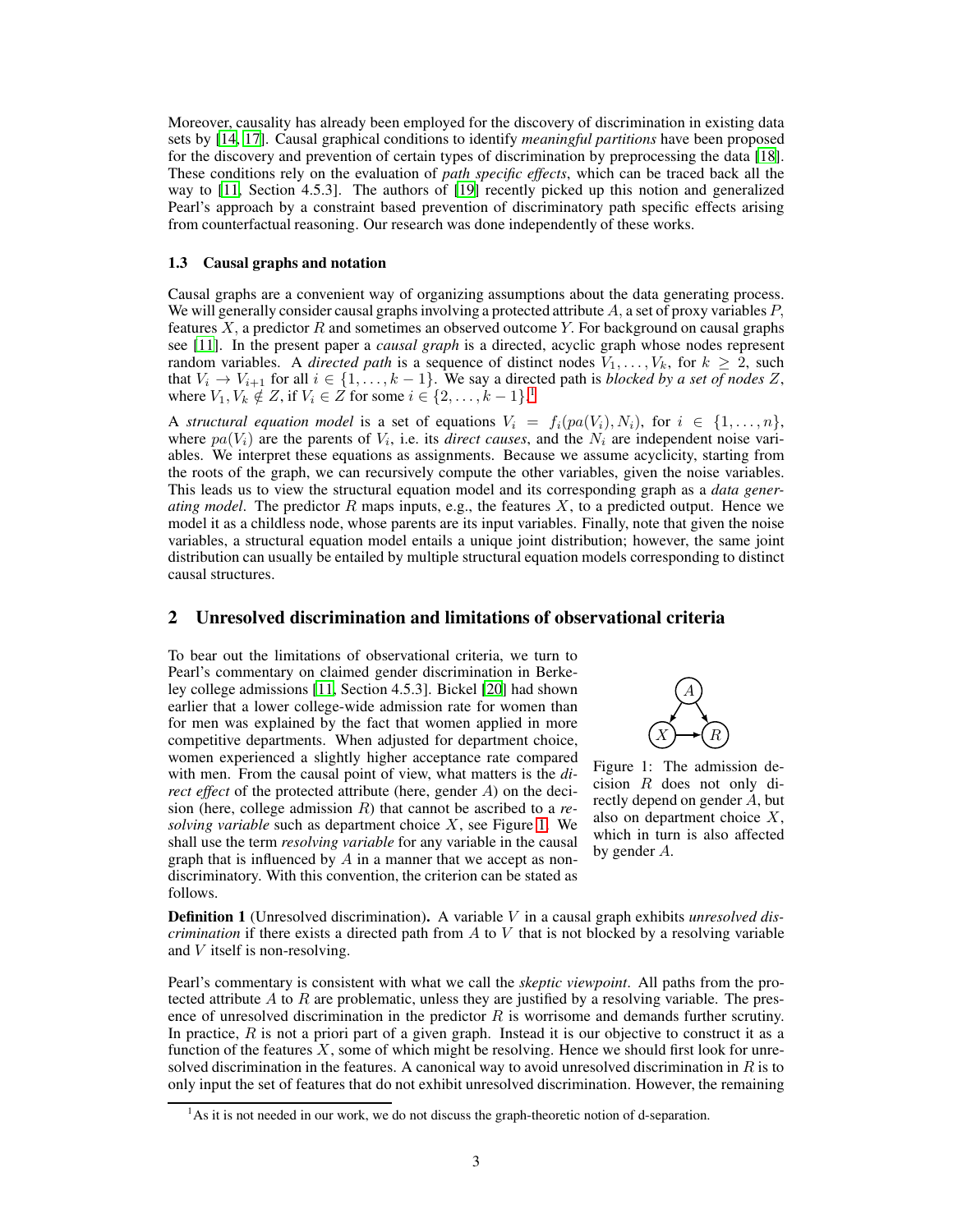Moreover, causality has already been employed for the discovery of discrimination in existing data sets by [14, 17]. Causal graphical conditions to identify *meaningful partitions* have been proposed for the discovery and prevention of certain types of discrimination by preprocessing the data [18]. These conditions rely on the evaluation of *path specific effects*, which can be traced back all the way to [11, Section 4.5.3]. The authors of [19] recently picked up this notion and generalized Pearl's approach by a constraint based prevention of discriminatory path specific effects arising from counterfactual reasoning. Our research was done independently of these works.

### 1.3 Causal graphs and notation

Causal graphs are a convenient way of organizing assumptions about the data generating process. We will generally consider causal graphs involving a protected attribute $A$, a set of proxy variables $P$, features $X$, a predictor $R$ and sometimes an observed outcome $Y$. For background on causal graphs see [11]. In the present paper a *causal graph* is a directed, acyclic graph whose nodes represent random variables. A *directed path* is a sequence of distinct nodes $V_1, \dots, V_k$, for $k \geq 2$, such that $V_i \to V_{i+1}$ for all $i \in \{1, \dots, k-1\}$. We say a directed path is *blocked by a set of nodes* $Z$, where $V_1, V_k \notin Z$, if $V_i \in Z$ for some $i \in \{2, \dots, k-1\}$.[1]

A *structural equation model* is a set of equations $V_i = f_i(pa(V_i), N_i)$, for $i \in \{1, \dots, n\}$, where $pa(V_i)$ are the parents of $V_i$, i.e. its *direct causes*, and the $N_i$ are independent noise variables. We interpret these equations as assignments. Because we assume acyclicity, starting from the roots of the graph, we can recursively compute the other variables, given the noise variables. This leads us to view the structural equation model and its corresponding graph as a *data generating model*. The predictor $R$ maps inputs, e.g., the features $X$, to a predicted output. Hence we model it as a childless node, whose parents are its input variables. Finally, note that given the noise variables, a structural equation model entails a unique joint distribution; however, the same joint distribution can usually be entailed by multiple structural equation models corresponding to distinct causal structures.

## 2 Unresolved discrimination and limitations of observational criteria

To bear out the limitations of observational criteria, we turn to Pearl's commentary on claimed gender discrimination in Berkeley college admissions [11, Section 4.5.3]. Bickel [20] had shown earlier that a lower college-wide admission rate for women than for men was explained by the fact that women applied in more competitive departments. When adjusted for department choice, women experienced a slightly higher acceptance rate compared with men. From the causal point of view, what matters is the *direct effect* of the protected attribute (here, gender $A$) on the decision (here, college admission $R$) that cannot be ascribed to a *resolving variable* such as department choice $X$, see Figure 1. We shall use the term *resolving variable* for any variable in the causal graph that is influenced by $A$ in a manner that we accept as non-discriminatory. With this convention, the criterion can be stated as follows.

Figure 1: The admission decision $R$ does not only directly depend on gender $A$, but also on department choice $X$, which in turn is also affected by gender $A$.

**Definition 1** (Unresolved discrimination)**.** A variable $V$ in a causal graph exhibits *unresolved discrimination* if there exists a directed path from $A$ to $V$ that is not blocked by a resolving variable and $V$ itself is non-resolving.

Pearl's commentary is consistent with what we call the *skeptic viewpoint*. All paths from the protected attribute $A$ to $R$ are problematic, unless they are justified by a resolving variable. The presence of unresolved discrimination in the predictor $R$ is worrisome and demands further scrutiny. In practice, $R$ is not a priori part of a given graph. Instead it is our objective to construct it as a function of the features $X$, some of which might be resolving. Hence we should first look for unresolved discrimination in the features. A canonical way to avoid unresolved discrimination in $R$ is to only input the set of features that do not exhibit unresolved discrimination. However, the remaining

[1] As it is not needed in our work, we do not discuss the graph-theoretic notion of d-separation.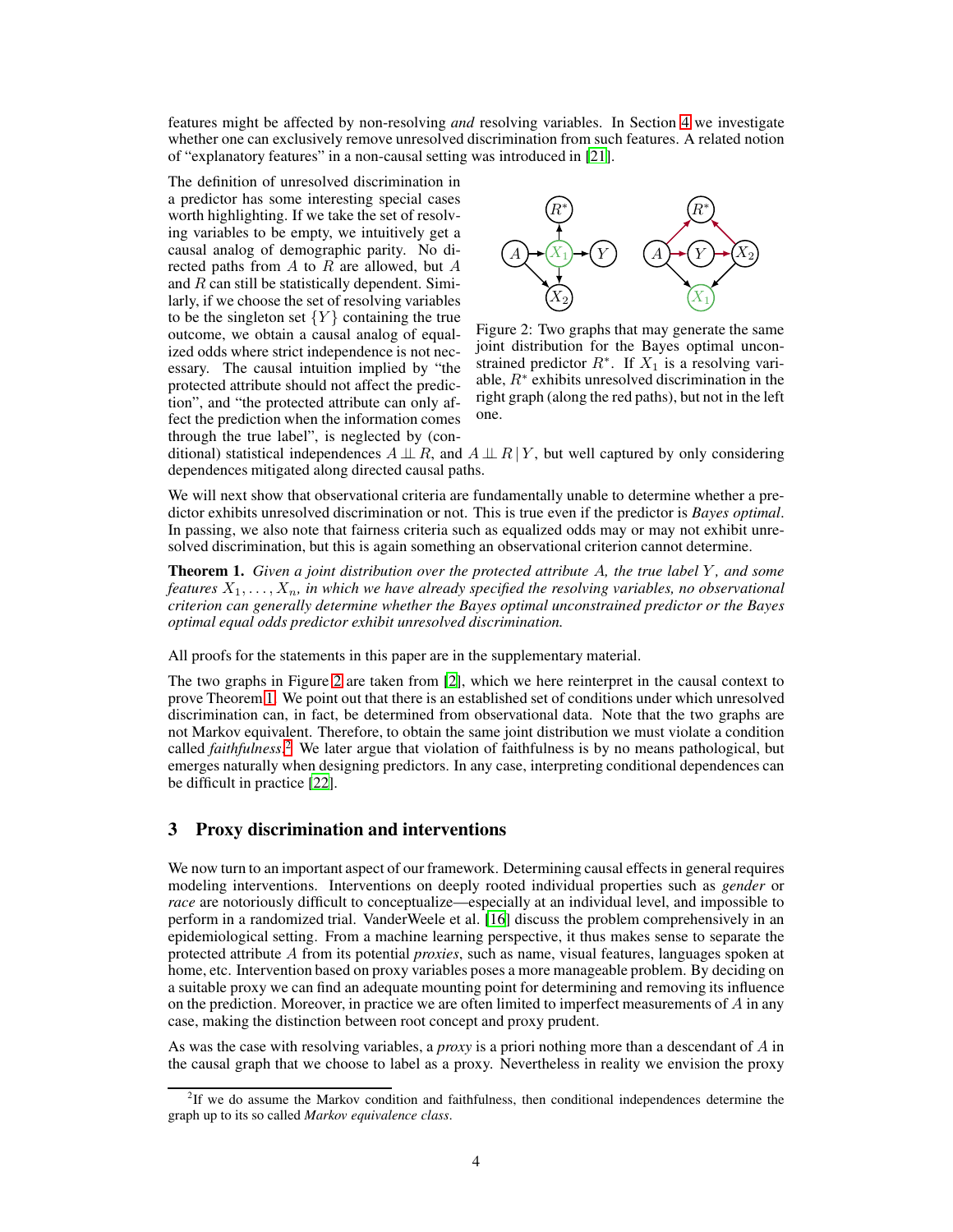features might be affected by non-resolving *and* resolving variables. In Section 4 we investigate whether one can exclusively remove unresolved discrimination from such features. A related notion of "explanatory features" in a non-causal setting was introduced in [21].

The definition of unresolved discrimination in a predictor has some interesting special cases worth highlighting. If we take the set of resolving variables to be empty, we intuitively get a causal analog of demographic parity. No directed paths from $A$ to $R$ are allowed, but $A$ and $R$ can still be statistically dependent. Similarly, if we choose the set of resolving variables to be the singleton set $\{Y\}$ containing the true outcome, we obtain a causal analog of equalized odds where strict independence is not necessary. The causal intuition implied by "the protected attribute should not affect the prediction", and "the protected attribute can only affect the prediction when the information comes through the true label", is neglected by (conditional) statistical independences $A \perp\!\!\!\perp R$, and $A \perp\!\!\!\perp R \mid Y$, but well captured by only considering dependences mitigated along directed causal paths.

Figure 2: Two graphs that may generate the same joint distribution for the Bayes optimal unconstrained predictor $R^*$. If $X_1$ is a resolving variable, $R^*$ exhibits unresolved discrimination in the right graph (along the red paths), but not in the left one.

We will next show that observational criteria are fundamentally unable to determine whether a predictor exhibits unresolved discrimination or not. This is true even if the predictor is *Bayes optimal*. In passing, we also note that fairness criteria such as equalized odds may or may not exhibit unresolved discrimination, but this is again something an observational criterion cannot determine.

**Theorem 1.** *Given a joint distribution over the protected attribute $A$, the true label $Y$, and some features $X_1, \dots, X_n$, in which we have already specified the resolving variables, no observational criterion can generally determine whether the Bayes optimal unconstrained predictor or the Bayes optimal equal odds predictor exhibit unresolved discrimination.*

All proofs for the statements in this paper are in the supplementary material.

The two graphs in Figure 2 are taken from [2], which we here reinterpret in the causal context to prove Theorem 1. We point out that there is an established set of conditions under which unresolved discrimination can, in fact, be determined from observational data. Note that the two graphs are not Markov equivalent. Therefore, to obtain the same joint distribution we must violate a condition called *faithfulness*.[2] We later argue that violation of faithfulness is by no means pathological, but emerges naturally when designing predictors. In any case, interpreting conditional dependences can be difficult in practice [22].

## 3 Proxy discrimination and interventions

We now turn to an important aspect of our framework. Determining causal effects in general requires modeling interventions. Interventions on deeply rooted individual properties such as *gender* or *race* are notoriously difficult to conceptualize—especially at an individual level, and impossible to perform in a randomized trial. VanderWeele et al. [16] discuss the problem comprehensively in an epidemiological setting. From a machine learning perspective, it thus makes sense to separate the protected attribute $A$ from its potential *proxies*, such as name, visual features, languages spoken at home, etc. Intervention based on proxy variables poses a more manageable problem. By deciding on a suitable proxy we can find an adequate mounting point for determining and removing its influence on the prediction. Moreover, in practice we are often limited to imperfect measurements of $A$ in any case, making the distinction between root concept and proxy prudent.

As was the case with resolving variables, a *proxy* is a priori nothing more than a descendant of $A$ in the causal graph that we choose to label as a proxy. Nevertheless in reality we envision the proxy

[2] If we do assume the Markov condition and faithfulness, then conditional independences determine the graph up to its so called *Markov equivalence class*.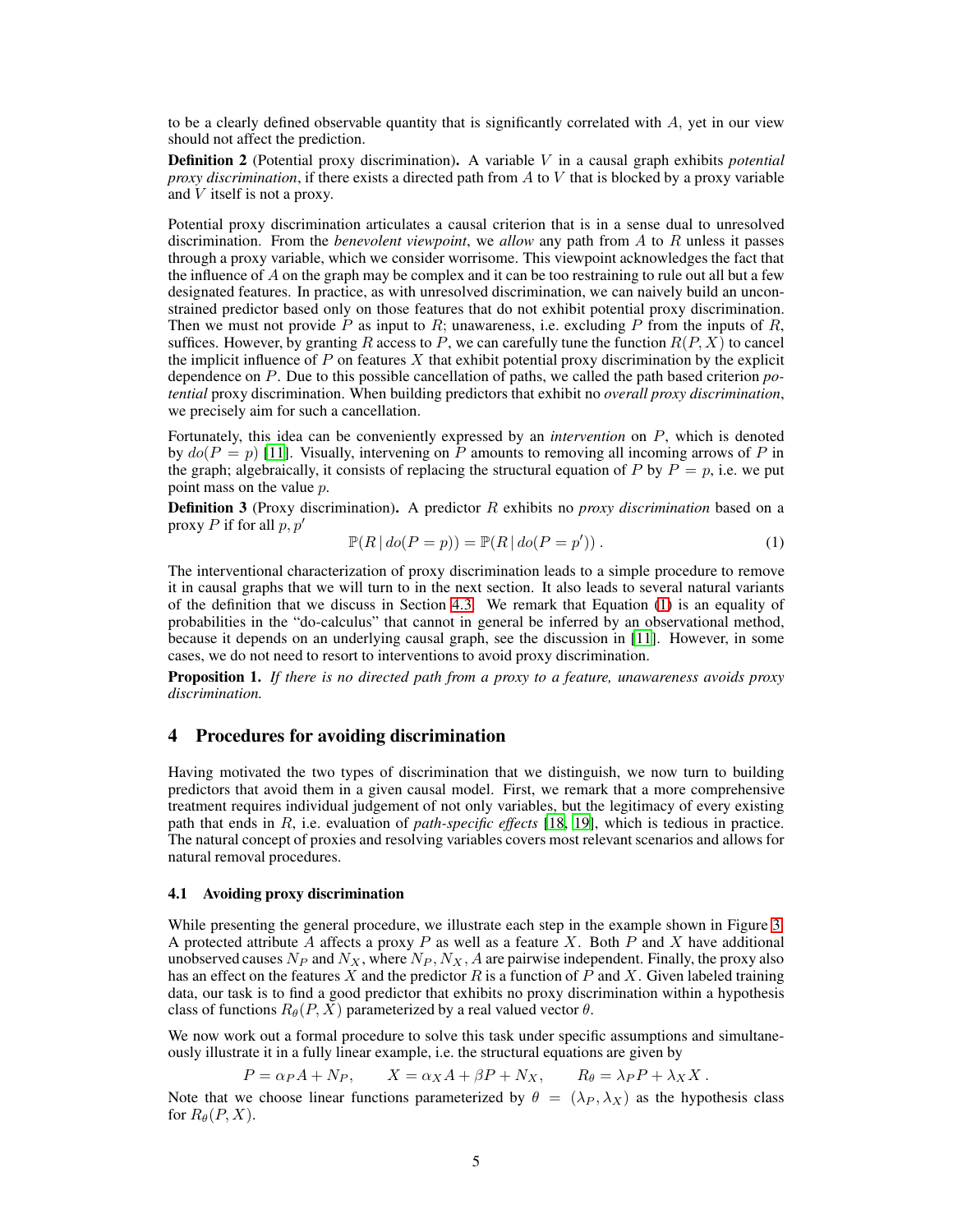to be a clearly defined observable quantity that is significantly correlated with $A$, yet in our view should not affect the prediction.

**Definition 2** (Potential proxy discrimination)**.** A variable $V$ in a causal graph exhibits *potential proxy discrimination*, if there exists a directed path from $A$ to $V$ that is blocked by a proxy variable and $V$ itself is not a proxy.

Potential proxy discrimination articulates a causal criterion that is in a sense dual to unresolved discrimination. From the *benevolent viewpoint*, we *allow* any path from $A$ to $R$ unless it passes through a proxy variable, which we consider worrisome. This viewpoint acknowledges the fact that the influence of $A$ on the graph may be complex and it can be too restraining to rule out all but a few designated features. In practice, as with unresolved discrimination, we can naively build an unconstrained predictor based only on those features that do not exhibit potential proxy discrimination. Then we must not provide $P$ as input to $R$; unawareness, i.e. excluding $P$ from the inputs of $R$, suffices. However, by granting $R$ access to $P$, we can carefully tune the function $R(P, X)$ to cancel the implicit influence of $P$ on features $X$ that exhibit potential proxy discrimination by the explicit dependence on $P$. Due to this possible cancellation of paths, we called the path based criterion *potential* proxy discrimination. When building predictors that exhibit no *overall proxy discrimination*, we precisely aim for such a cancellation.

Fortunately, this idea can be conveniently expressed by an *intervention* on $P$, which is denoted by $do(P = p)$ [11]. Visually, intervening on $P$ amounts to removing all incoming arrows of $P$ in the graph; algebraically, it consists of replacing the structural equation of $P$ by $P = p$, i.e. we put point mass on the value $p$.

**Definition 3** (Proxy discrimination)**.** A predictor $R$ exhibits no *proxy discrimination* based on a proxy $P$ if for all $p, p'$

$$\mathbb{P}(R \mid do(P = p)) = \mathbb{P}(R \mid do(P = p')) . \tag{1}$$

The interventional characterization of proxy discrimination leads to a simple procedure to remove it in causal graphs that we will turn to in the next section. It also leads to several natural variants of the definition that we discuss in Section 4.3. We remark that Equation (1) is an equality of probabilities in the "do-calculus" that cannot in general be inferred by an observational method, because it depends on an underlying causal graph, see the discussion in [11]. However, in some cases, we do not need to resort to interventions to avoid proxy discrimination.

**Proposition 1.** *If there is no directed path from a proxy to a feature, unawareness avoids proxy discrimination.*

## 4 Procedures for avoiding discrimination

Having motivated the two types of discrimination that we distinguish, we now turn to building predictors that avoid them in a given causal model. First, we remark that a more comprehensive treatment requires individual judgement of not only variables, but the legitimacy of every existing path that ends in $R$, i.e. evaluation of *path-specific effects* [18, 19], which is tedious in practice. The natural concept of proxies and resolving variables covers most relevant scenarios and allows for natural removal procedures.

### 4.1 Avoiding proxy discrimination

While presenting the general procedure, we illustrate each step in the example shown in Figure 3. A protected attribute $A$ affects a proxy $P$ as well as a feature $X$. Both $P$ and $X$ have additional unobserved causes $N_P$ and $N_X$, where $N_P, N_X, A$ are pairwise independent. Finally, the proxy also has an effect on the features $X$ and the predictor $R$ is a function of $P$ and $X$. Given labeled training data, our task is to find a good predictor that exhibits no proxy discrimination within a hypothesis class of functions $R_\theta(P, X)$ parameterized by a real valued vector $\theta$.

We now work out a formal procedure to solve this task under specific assumptions and simultaneously illustrate it in a fully linear example, i.e. the structural equations are given by

$$P = \alpha_P A + N_P, \qquad X = \alpha_X A + \beta P + N_X, \qquad R_\theta = \lambda_P P + \lambda_X X .$$

Note that we choose linear functions parameterized by $\theta = (\lambda_P, \lambda_X)$ as the hypothesis class for $R_\theta(P, X)$.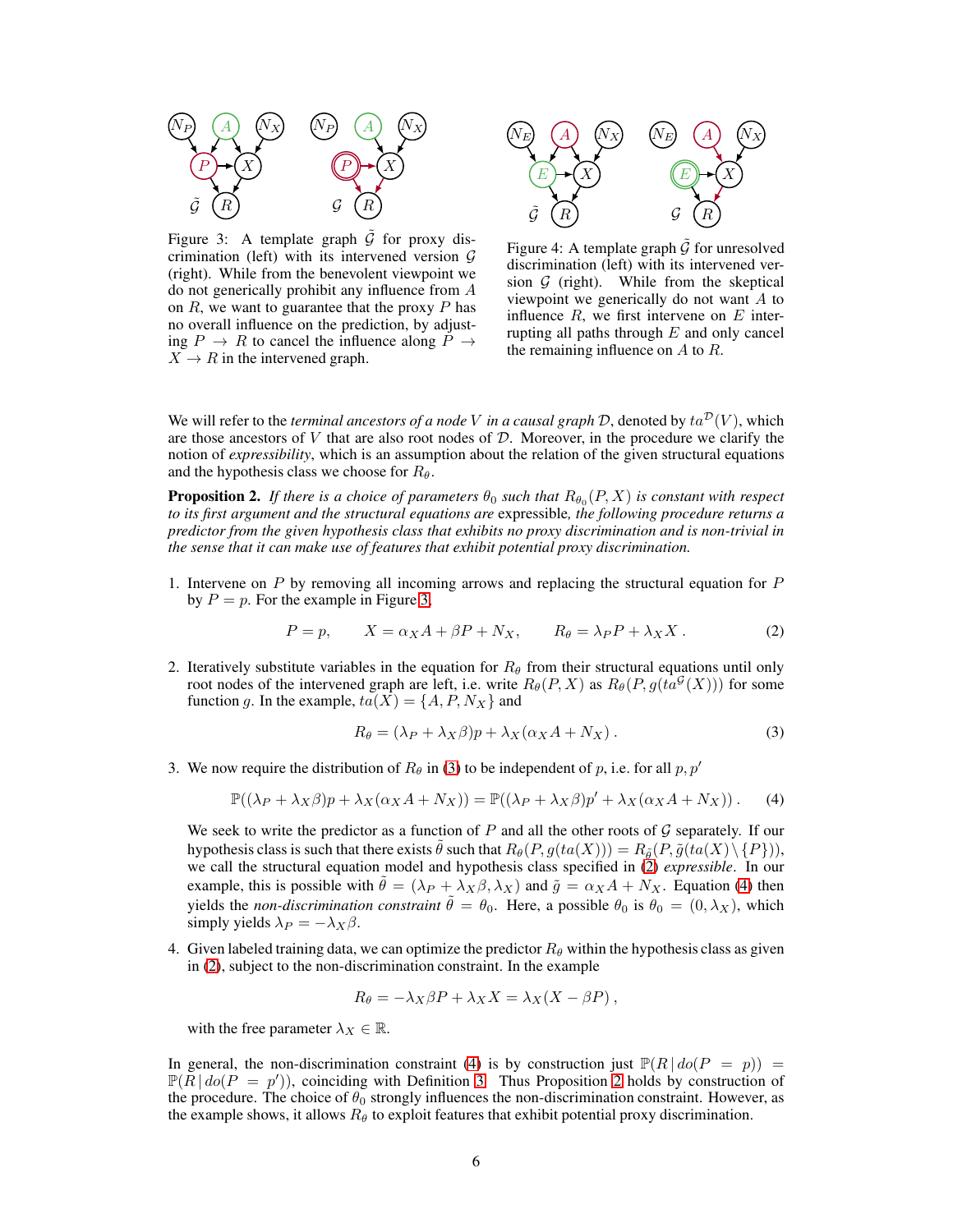Figure 3: A template graph $\tilde{\mathcal{G}}$ for proxy discrimination (left) with its intervened version $\mathcal{G}$ (right). While from the benevolent viewpoint we do not generically prohibit any influence from $A$ on $R$, we want to guarantee that the proxy $P$ has no overall influence on the prediction, by adjusting $P \to R$ to cancel the influence along $P \to X \to R$ in the intervened graph.

Figure 4: A template graph $\tilde{\mathcal{G}}$ for unresolved discrimination (left) with its intervened version $\mathcal{G}$ (right). While from the skeptical viewpoint we generically do not want $A$ to influence $R$, we first intervene on $E$ interrupting all paths through $E$ and only cancel the remaining influence on $A$ to $R$.

We will refer to the *terminal ancestors of a node $V$ in a causal graph $\mathcal{D}$*, denoted by $ta^{\mathcal{D}}(V)$, which are those ancestors of $V$ that are also root nodes of $\mathcal{D}$. Moreover, in the procedure we clarify the notion of *expressibility*, which is an assumption about the relation of the given structural equations and the hypothesis class we choose for $R_\theta$.

**Proposition 2.** *If there is a choice of parameters $\theta_0$ such that $R_{\theta_0}(P, X)$ is constant with respect to its first argument and the structural equations are* expressible*, the following procedure returns a predictor from the given hypothesis class that exhibits no proxy discrimination and is non-trivial in the sense that it can make use of features that exhibit potential proxy discrimination.*

1. Intervene on $P$ by removing all incoming arrows and replacing the structural equation for $P$ by $P = p$. For the example in Figure 3,
$$P = p, \qquad X = \alpha_X A + \beta P + N_X, \qquad R_\theta = \lambda_P P + \lambda_X X \,. \tag{2}$$

2. Iteratively substitute variables in the equation for $R_\theta$ from their structural equations until only root nodes of the intervened graph are left, i.e. write $R_\theta(P, X)$ as $R_\theta(P, g(ta^{\mathcal{G}}(X)))$ for some function $g$. In the example, $ta(X) = \{A, P, N_X\}$ and
$$R_\theta = (\lambda_P + \lambda_X \beta)p + \lambda_X(\alpha_X A + N_X) \,. \tag{3}$$

3. We now require the distribution of $R_\theta$ in (3) to be independent of $p$, i.e. for all $p, p'$
$$\mathbb{P}((\lambda_P + \lambda_X \beta)p + \lambda_X(\alpha_X A + N_X)) = \mathbb{P}((\lambda_P + \lambda_X \beta)p' + \lambda_X(\alpha_X A + N_X)) \,. \tag{4}$$
We seek to write the predictor as a function of $P$ and all the other roots of $\mathcal{G}$ separately. If our hypothesis class is such that there exists $\tilde{\theta}$ such that $R_\theta(P, g(ta(X))) = R_{\tilde{\theta}}(P, \tilde{g}(ta(X) \setminus \{P\}))$, we call the structural equation model and hypothesis class specified in (2) *expressible*. In our example, this is possible with $\tilde{\theta} = (\lambda_P + \lambda_X \beta, \lambda_X)$ and $\tilde{g} = \alpha_X A + N_X$. Equation (4) then yields the *non-discrimination constraint* $\tilde{\theta} = \theta_0$. Here, a possible $\theta_0$ is $\theta_0 = (0, \lambda_X)$, which simply yields $\lambda_P = -\lambda_X \beta$.

4. Given labeled training data, we can optimize the predictor $R_\theta$ within the hypothesis class as given in (2), subject to the non-discrimination constraint. In the example
$$R_\theta = -\lambda_X \beta P + \lambda_X X = \lambda_X (X - \beta P) \,,$$
with the free parameter $\lambda_X \in \mathbb{R}$.

In general, the non-discrimination constraint (4) is by construction just $\mathbb{P}(R \,|\, do(P = p)) = \mathbb{P}(R \,|\, do(P = p'))$, coinciding with Definition 3. Thus Proposition 2 holds by construction of the procedure. The choice of $\theta_0$ strongly influences the non-discrimination constraint. However, as the example shows, it allows $R_\theta$ to exploit features that exhibit potential proxy discrimination.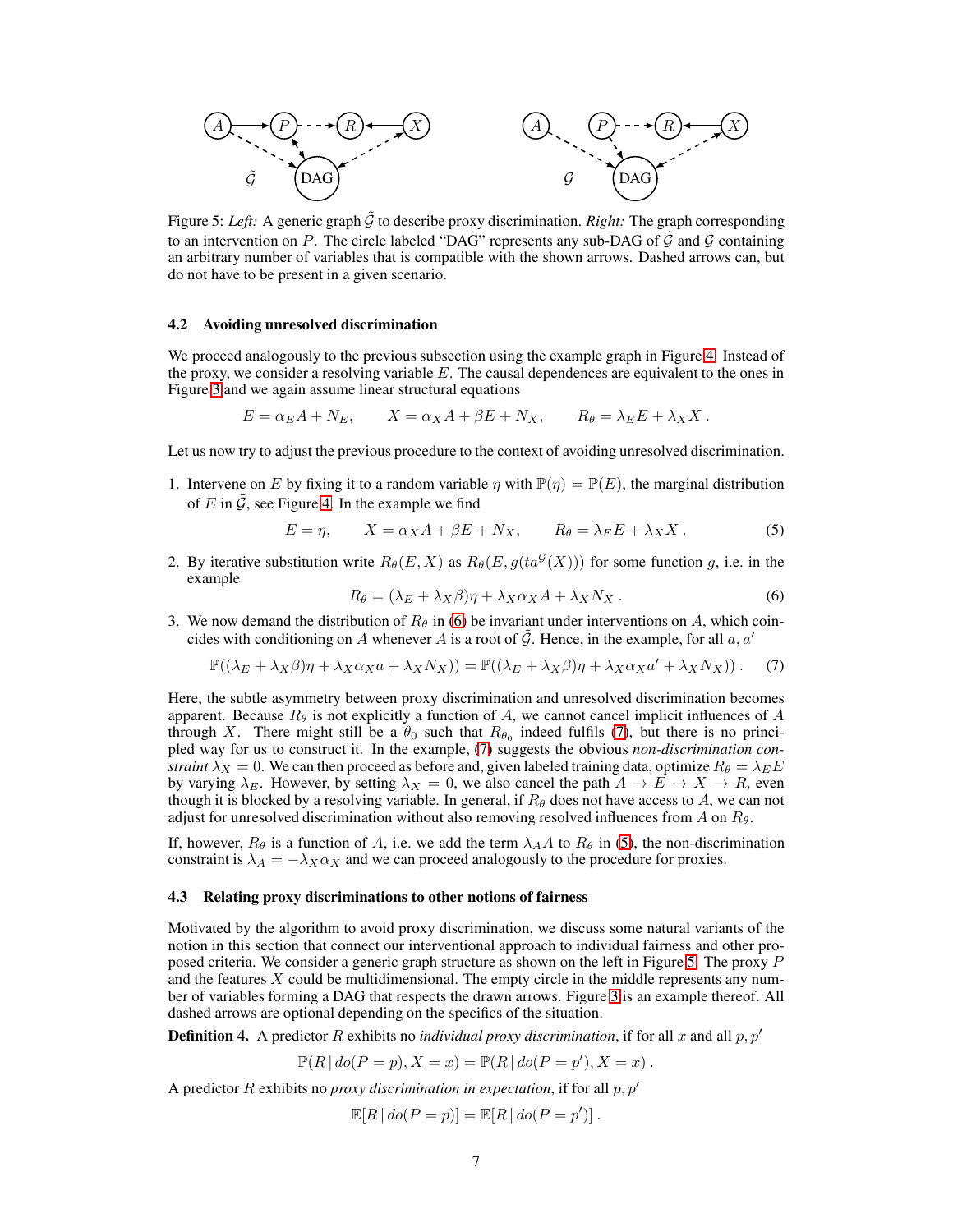Figure 5: *Left:* A generic graph $\tilde{\mathcal{G}}$ to describe proxy discrimination. *Right:* The graph corresponding to an intervention on $P$. The circle labeled "DAG" represents any sub-DAG of $\tilde{\mathcal{G}}$ and $\mathcal{G}$ containing an arbitrary number of variables that is compatible with the shown arrows. Dashed arrows can, but do not have to be present in a given scenario.

### 4.2 Avoiding unresolved discrimination

We proceed analogously to the previous subsection using the example graph in Figure 4. Instead of the proxy, we consider a resolving variable $E$. The causal dependences are equivalent to the ones in Figure 3 and we again assume linear structural equations

$$E = \alpha_E A + N_E, \qquad X = \alpha_X A + \beta E + N_X, \qquad R_\theta = \lambda_E E + \lambda_X X\,.$$

Let us now try to adjust the previous procedure to the context of avoiding unresolved discrimination.

1. Intervene on $E$ by fixing it to a random variable $\eta$ with $\mathbb{P}(\eta) = \mathbb{P}(E)$, the marginal distribution of $E$ in $\tilde{\mathcal{G}}$, see Figure 4. In the example we find

$$E = \eta, \qquad X = \alpha_X A + \beta E + N_X, \qquad R_\theta = \lambda_E E + \lambda_X X\,. \tag{5}$$

2. By iterative substitution write $R_\theta(E, X)$ as $R_\theta(E, g(ta^{\mathcal{G}}(X)))$ for some function $g$, i.e. in the example

$$R_\theta = (\lambda_E + \lambda_X \beta)\eta + \lambda_X \alpha_X A + \lambda_X N_X\,. \tag{6}$$

3. We now demand the distribution of $R_\theta$ in (6) be invariant under interventions on $A$, which coincides with conditioning on $A$ whenever $A$ is a root of $\tilde{\mathcal{G}}$. Hence, in the example, for all $a, a'$

$$\mathbb{P}((\lambda_E + \lambda_X \beta)\eta + \lambda_X \alpha_X a + \lambda_X N_X)) = \mathbb{P}((\lambda_E + \lambda_X \beta)\eta + \lambda_X \alpha_X a' + \lambda_X N_X))\,. \tag{7}$$

Here, the subtle asymmetry between proxy discrimination and unresolved discrimination becomes apparent. Because $R_\theta$ is not explicitly a function of $A$, we cannot cancel implicit influences of $A$ through $X$. There might still be a $\theta_0$ such that $R_{\theta_0}$ indeed fulfils (7), but there is no principled way for us to construct it. In the example, (7) suggests the obvious *non-discrimination constraint* $\lambda_X = 0$. We can then proceed as before and, given labeled training data, optimize $R_\theta = \lambda_E E$ by varying $\lambda_E$. However, by setting $\lambda_X = 0$, we also cancel the path $A \to E \to X \to R$, even though it is blocked by a resolving variable. In general, if $R_\theta$ does not have access to $A$, we can not adjust for unresolved discrimination without also removing resolved influences from $A$ on $R_\theta$.

If, however, $R_\theta$ is a function of $A$, i.e. we add the term $\lambda_A A$ to $R_\theta$ in (5), the non-discrimination constraint is $\lambda_A = -\lambda_X \alpha_X$ and we can proceed analogously to the procedure for proxies.

### 4.3 Relating proxy discriminations to other notions of fairness

Motivated by the algorithm to avoid proxy discrimination, we discuss some natural variants of the notion in this section that connect our interventional approach to individual fairness and other proposed criteria. We consider a generic graph structure as shown on the left in Figure 5. The proxy $P$ and the features $X$ could be multidimensional. The empty circle in the middle represents any number of variables forming a DAG that respects the drawn arrows. Figure 3 is an example thereof. All dashed arrows are optional depending on the specifics of the situation.

**Definition 4.** A predictor $R$ exhibits no *individual proxy discrimination*, if for all $x$ and all $p, p'$

$$\mathbb{P}(R \,|\, do(P = p), X = x) = \mathbb{P}(R \,|\, do(P = p'), X = x)\,.$$

A predictor $R$ exhibits no *proxy discrimination in expectation*, if for all $p, p'$

$$\mathbb{E}[R \,|\, do(P = p)] = \mathbb{E}[R \,|\, do(P = p')]\,.$$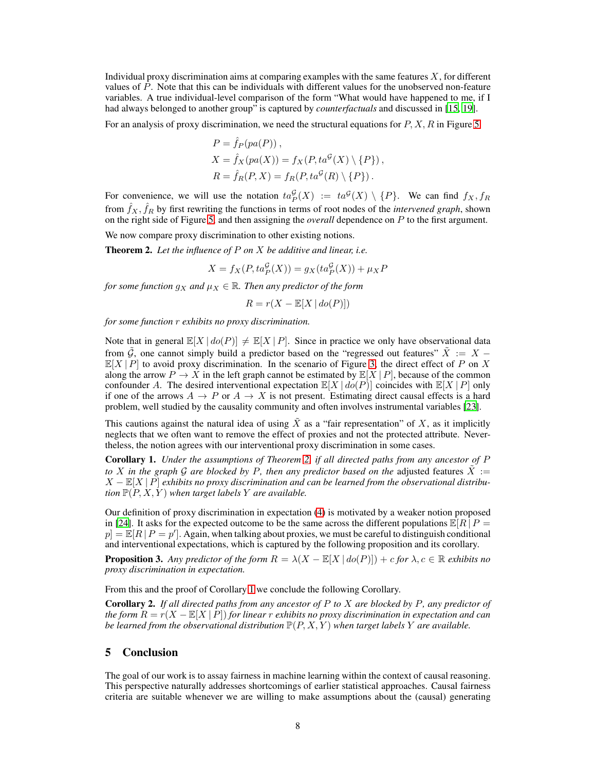Individual proxy discrimination aims at comparing examples with the same features $X$, for different values of $P$. Note that this can be individuals with different values for the unobserved non-feature variables. A true individual-level comparison of the form "What would have happened to me, if I had always belonged to another group" is captured by *counterfactuals* and discussed in [15, 19].

For an analysis of proxy discrimination, we need the structural equations for $P$, $X$, $R$ in Figure 5

$$
\begin{aligned}
P &= \hat{f}_P(pa(P))\,, \\
X &= \hat{f}_X(pa(X)) = f_X(P, ta^{\mathcal{G}}(X) \setminus \{P\})\,, \\
R &= \hat{f}_R(P, X) = f_R(P, ta^{\mathcal{G}}(R) \setminus \{P\})\,.
\end{aligned}
$$

For convenience, we will use the notation $ta_P^{\mathcal{G}}(X) := ta^{\mathcal{G}}(X) \setminus \{P\}$. We can find $f_X, f_R$ from $\hat{f}_X, \hat{f}_R$ by first rewriting the functions in terms of root nodes of the *intervened graph*, shown on the right side of Figure 5, and then assigning the *overall* dependence on $P$ to the first argument.

We now compare proxy discrimination to other existing notions.

**Theorem 2.** *Let the influence of $P$ on $X$ be additive and linear, i.e.*

$$
X = f_X(P, ta_P^{\mathcal{G}}(X)) = g_X(ta_P^{\mathcal{G}}(X)) + \mu_X P
$$

*for some function $g_X$ and $\mu_X \in \mathbb{R}$. Then any predictor of the form*

$$
R = r(X - \mathbb{E}[X \,|\, do(P)])
$$

*for some function $r$ exhibits no proxy discrimination.*

Note that in general $\mathbb{E}[X \,|\, do(P)] \neq \mathbb{E}[X \,|\, P]$. Since in practice we only have observational data from $\tilde{\mathcal{G}}$, one cannot simply build a predictor based on the "regressed out features" $\tilde{X} := X - \mathbb{E}[X \,|\, P]$ to avoid proxy discrimination. In the scenario of Figure 3, the direct effect of $P$ on $X$ along the arrow $P \to X$ in the left graph cannot be estimated by $\mathbb{E}[X \,|\, P]$, because of the common confounder $A$. The desired interventional expectation $\mathbb{E}[X \,|\, do(P)]$ coincides with $\mathbb{E}[X \,|\, P]$ only if one of the arrows $A \to P$ or $A \to X$ is not present. Estimating direct causal effects is a hard problem, well studied by the causality community and often involves instrumental variables [23].

This cautions against the natural idea of using $\tilde{X}$ as a "fair representation" of $X$, as it implicitly neglects that we often want to remove the effect of proxies and not the protected attribute. Nevertheless, the notion agrees with our interventional proxy discrimination in some cases.

**Corollary 1.** *Under the assumptions of Theorem 2, if all directed paths from any ancestor of $P$ to $X$ in the graph $\mathcal{G}$ are blocked by $P$, then any predictor based on the* adjusted features *$\tilde{X} := X - \mathbb{E}[X \,|\, P]$ exhibits no proxy discrimination and can be learned from the observational distribution $\mathbb{P}(P, X, Y)$ when target labels $Y$ are available.*

Our definition of proxy discrimination in expectation (4) is motivated by a weaker notion proposed in [24]. It asks for the expected outcome to be the same across the different populations $\mathbb{E}[R \,|\, P = p] = \mathbb{E}[R \,|\, P = p']$. Again, when talking about proxies, we must be careful to distinguish conditional and interventional expectations, which is captured by the following proposition and its corollary.

**Proposition 3.** *Any predictor of the form $R = \lambda(X - \mathbb{E}[X \,|\, do(P)]) + c$ for $\lambda, c \in \mathbb{R}$ exhibits no proxy discrimination in expectation.*

From this and the proof of Corollary 1 we conclude the following Corollary.

**Corollary 2.** *If all directed paths from any ancestor of $P$ to $X$ are blocked by $P$, any predictor of the form $R = r(X - \mathbb{E}[X \,|\, P])$ for linear $r$ exhibits no proxy discrimination in expectation and can be learned from the observational distribution $\mathbb{P}(P, X, Y)$ when target labels $Y$ are available.*

## 5 Conclusion

The goal of our work is to assay fairness in machine learning within the context of causal reasoning. This perspective naturally addresses shortcomings of earlier statistical approaches. Causal fairness criteria are suitable whenever we are willing to make assumptions about the (causal) generating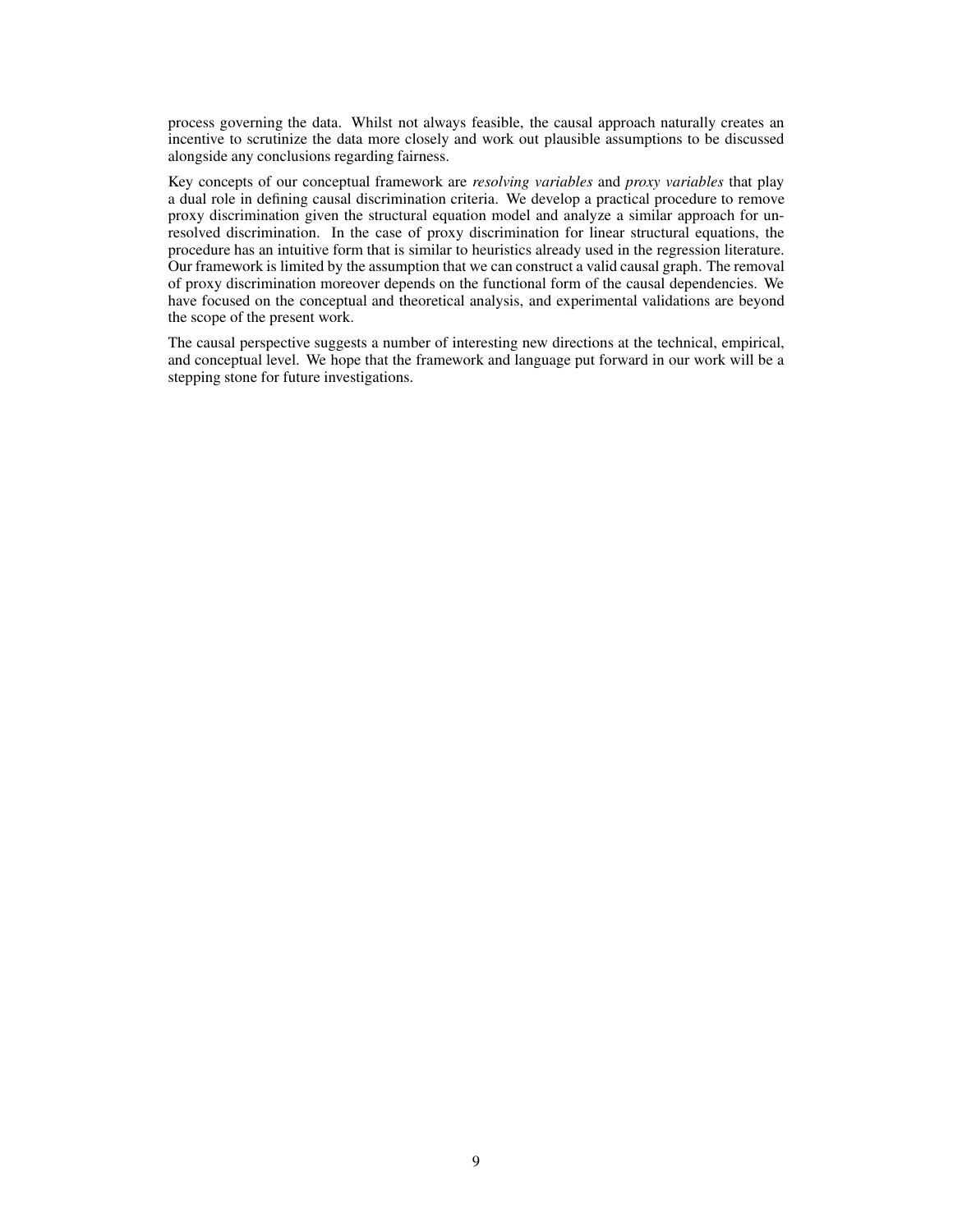process governing the data. Whilst not always feasible, the causal approach naturally creates an incentive to scrutinize the data more closely and work out plausible assumptions to be discussed alongside any conclusions regarding fairness.

Key concepts of our conceptual framework are *resolving variables* and *proxy variables* that play a dual role in defining causal discrimination criteria. We develop a practical procedure to remove proxy discrimination given the structural equation model and analyze a similar approach for unresolved discrimination. In the case of proxy discrimination for linear structural equations, the procedure has an intuitive form that is similar to heuristics already used in the regression literature. Our framework is limited by the assumption that we can construct a valid causal graph. The removal of proxy discrimination moreover depends on the functional form of the causal dependencies. We have focused on the conceptual and theoretical analysis, and experimental validations are beyond the scope of the present work.

The causal perspective suggests a number of interesting new directions at the technical, empirical, and conceptual level. We hope that the framework and language put forward in our work will be a stepping stone for future investigations.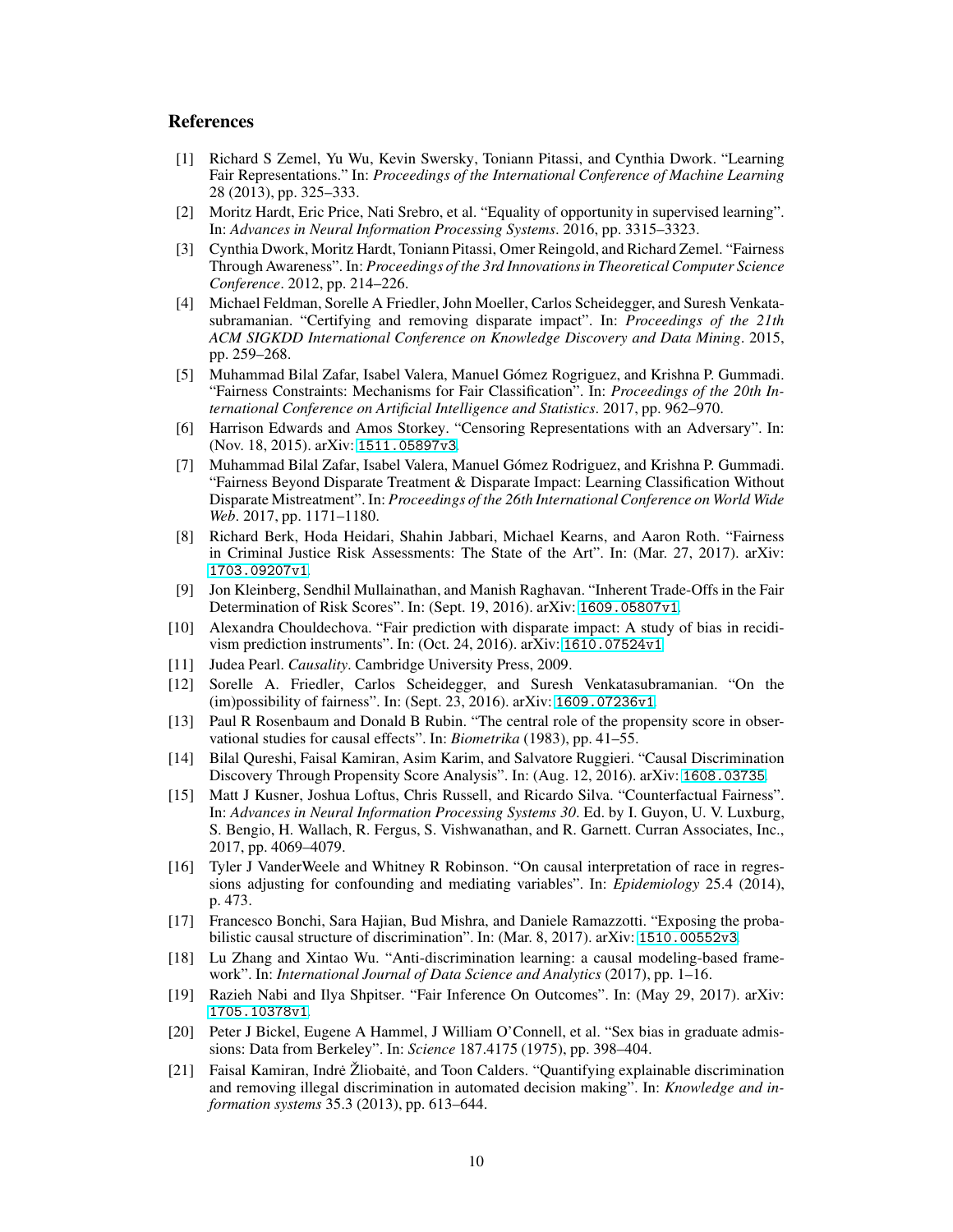## References

[1] Richard S Zemel, Yu Wu, Kevin Swersky, Toniann Pitassi, and Cynthia Dwork. "Learning Fair Representations." In: *Proceedings of the International Conference of Machine Learning* 28 (2013), pp. 325–333.

[2] Moritz Hardt, Eric Price, Nati Srebro, et al. "Equality of opportunity in supervised learning". In: *Advances in Neural Information Processing Systems*. 2016, pp. 3315–3323.

[3] Cynthia Dwork, Moritz Hardt, Toniann Pitassi, Omer Reingold, and Richard Zemel. "Fairness Through Awareness". In: *Proceedings of the 3rd Innovations in Theoretical Computer Science Conference*. 2012, pp. 214–226.

[4] Michael Feldman, Sorelle A Friedler, John Moeller, Carlos Scheidegger, and Suresh Venkatasubramanian. "Certifying and removing disparate impact". In: *Proceedings of the 21th ACM SIGKDD International Conference on Knowledge Discovery and Data Mining*. 2015, pp. 259–268.

[5] Muhammad Bilal Zafar, Isabel Valera, Manuel Gómez Rogriguez, and Krishna P. Gummadi. "Fairness Constraints: Mechanisms for Fair Classification". In: *Proceedings of the 20th International Conference on Artificial Intelligence and Statistics*. 2017, pp. 962–970.

[6] Harrison Edwards and Amos Storkey. "Censoring Representations with an Adversary". In: (Nov. 18, 2015). arXiv: `1511.05897v3`.

[7] Muhammad Bilal Zafar, Isabel Valera, Manuel Gómez Rodriguez, and Krishna P. Gummadi. "Fairness Beyond Disparate Treatment & Disparate Impact: Learning Classification Without Disparate Mistreatment". In: *Proceedings of the 26th International Conference on World Wide Web*. 2017, pp. 1171–1180.

[8] Richard Berk, Hoda Heidari, Shahin Jabbari, Michael Kearns, and Aaron Roth. "Fairness in Criminal Justice Risk Assessments: The State of the Art". In: (Mar. 27, 2017). arXiv: `1703.09207v1`.

[9] Jon Kleinberg, Sendhil Mullainathan, and Manish Raghavan. "Inherent Trade-Offs in the Fair Determination of Risk Scores". In: (Sept. 19, 2016). arXiv: `1609.05807v1`.

[10] Alexandra Chouldechova. "Fair prediction with disparate impact: A study of bias in recidivism prediction instruments". In: (Oct. 24, 2016). arXiv: `1610.07524v1`.

[11] Judea Pearl. *Causality*. Cambridge University Press, 2009.

[12] Sorelle A. Friedler, Carlos Scheidegger, and Suresh Venkatasubramanian. "On the (im)possibility of fairness". In: (Sept. 23, 2016). arXiv: `1609.07236v1`.

[13] Paul R Rosenbaum and Donald B Rubin. "The central role of the propensity score in observational studies for causal effects". In: *Biometrika* (1983), pp. 41–55.

[14] Bilal Qureshi, Faisal Kamiran, Asim Karim, and Salvatore Ruggieri. "Causal Discrimination Discovery Through Propensity Score Analysis". In: (Aug. 12, 2016). arXiv: `1608.03735`.

[15] Matt J Kusner, Joshua Loftus, Chris Russell, and Ricardo Silva. "Counterfactual Fairness". In: *Advances in Neural Information Processing Systems 30*. Ed. by I. Guyon, U. V. Luxburg, S. Bengio, H. Wallach, R. Fergus, S. Vishwanathan, and R. Garnett. Curran Associates, Inc., 2017, pp. 4069–4079.

[16] Tyler J VanderWeele and Whitney R Robinson. "On causal interpretation of race in regressions adjusting for confounding and mediating variables". In: *Epidemiology* 25.4 (2014), p. 473.

[17] Francesco Bonchi, Sara Hajian, Bud Mishra, and Daniele Ramazzotti. "Exposing the probabilistic causal structure of discrimination". In: (Mar. 8, 2017). arXiv: `1510.00552v3`.

[18] Lu Zhang and Xintao Wu. "Anti-discrimination learning: a causal modeling-based framework". In: *International Journal of Data Science and Analytics* (2017), pp. 1–16.

[19] Razieh Nabi and Ilya Shpitser. "Fair Inference On Outcomes". In: (May 29, 2017). arXiv: `1705.10378v1`.

[20] Peter J Bickel, Eugene A Hammel, J William O'Connell, et al. "Sex bias in graduate admissions: Data from Berkeley". In: *Science* 187.4175 (1975), pp. 398–404.

[21] Faisal Kamiran, Indrė Žliobaitė, and Toon Calders. "Quantifying explainable discrimination and removing illegal discrimination in automated decision making". In: *Knowledge and information systems* 35.3 (2013), pp. 613–644.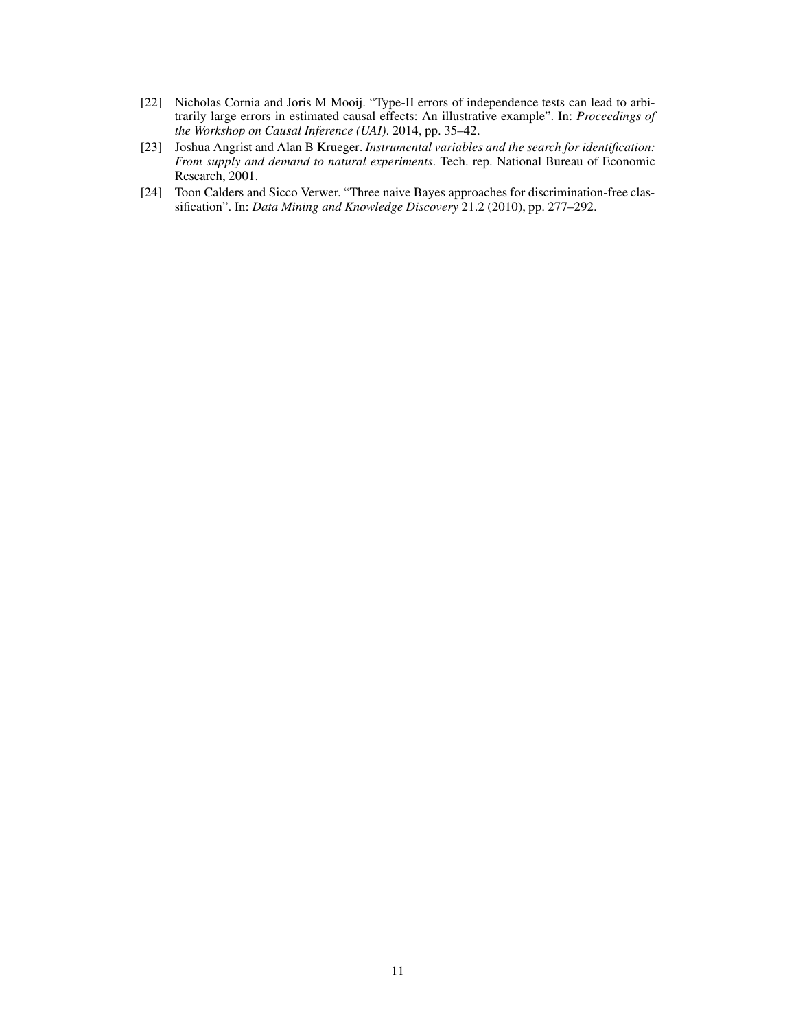[22] Nicholas Cornia and Joris M Mooij. "Type-II errors of independence tests can lead to arbitrarily large errors in estimated causal effects: An illustrative example". In: *Proceedings of the Workshop on Causal Inference (UAI)*. 2014, pp. 35–42.

[23] Joshua Angrist and Alan B Krueger. *Instrumental variables and the search for identification: From supply and demand to natural experiments*. Tech. rep. National Bureau of Economic Research, 2001.

[24] Toon Calders and Sicco Verwer. "Three naive Bayes approaches for discrimination-free classification". In: *Data Mining and Knowledge Discovery* 21.2 (2010), pp. 277–292.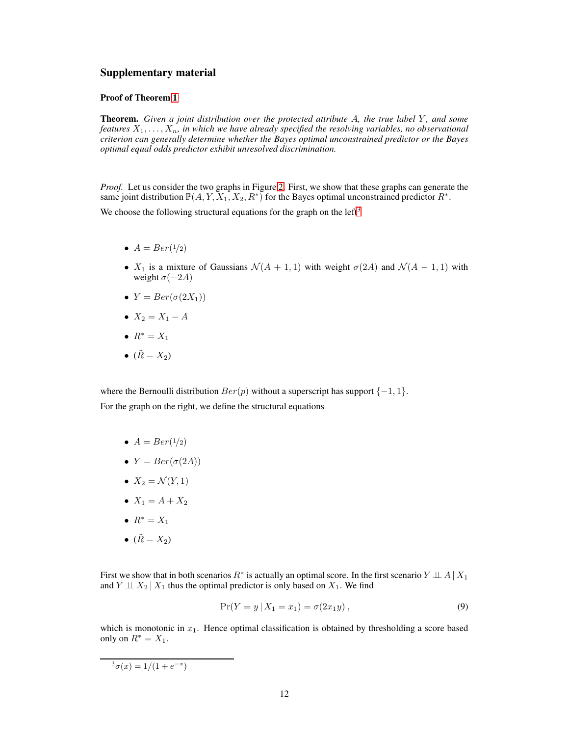## Supplementary material

### Proof of Theorem 1

**Theorem.** *Given a joint distribution over the protected attribute $A$, the true label $Y$, and some features $X_1, \ldots, X_n$, in which we have already specified the resolving variables, no observational criterion can generally determine whether the Bayes optimal unconstrained predictor or the Bayes optimal equal odds predictor exhibit unresolved discrimination.*

*Proof.* Let us consider the two graphs in Figure 2. First, we show that these graphs can generate the same joint distribution $\mathbb{P}(A, Y, X_1, X_2, R^*)$ for the Bayes optimal unconstrained predictor $R^*$.

We choose the following structural equations for the graph on the left[3]

- $A = Ber(1/2)$
- $X_1$ is a mixture of Gaussians $\mathcal{N}(A+1, 1)$ with weight $\sigma(2A)$ and $\mathcal{N}(A-1, 1)$ with weight $\sigma(-2A)$
- $Y = Ber(\sigma(2X_1))$
- $X_2 = X_1 - A$
- $R^* = X_1$
- $(\tilde{R} = X_2)$

where the Bernoulli distribution $Ber(p)$ without a superscript has support $\{-1, 1\}$.

For the graph on the right, we define the structural equations

- $A = Ber(1/2)$
- $Y = Ber(\sigma(2A))$
- $X_2 = \mathcal{N}(Y, 1)$
- $X_1 = A + X_2$
- $R^* = X_1$
- $(\tilde{R} = X_2)$

First we show that in both scenarios $R^*$ is actually an optimal score. In the first scenario $Y \perp\!\!\!\perp A \mid X_1$ and $Y \perp\!\!\!\perp X_2 \mid X_1$ thus the optimal predictor is only based on $X_1$. We find

$$\Pr(Y = y \mid X_1 = x_1) = \sigma(2x_1 y)\,, \tag{9}$$

which is monotonic in $x_1$. Hence optimal classification is obtained by thresholding a score based only on $R^* = X_1$.

[3] $\sigma(x) = 1/(1 + e^{-x})$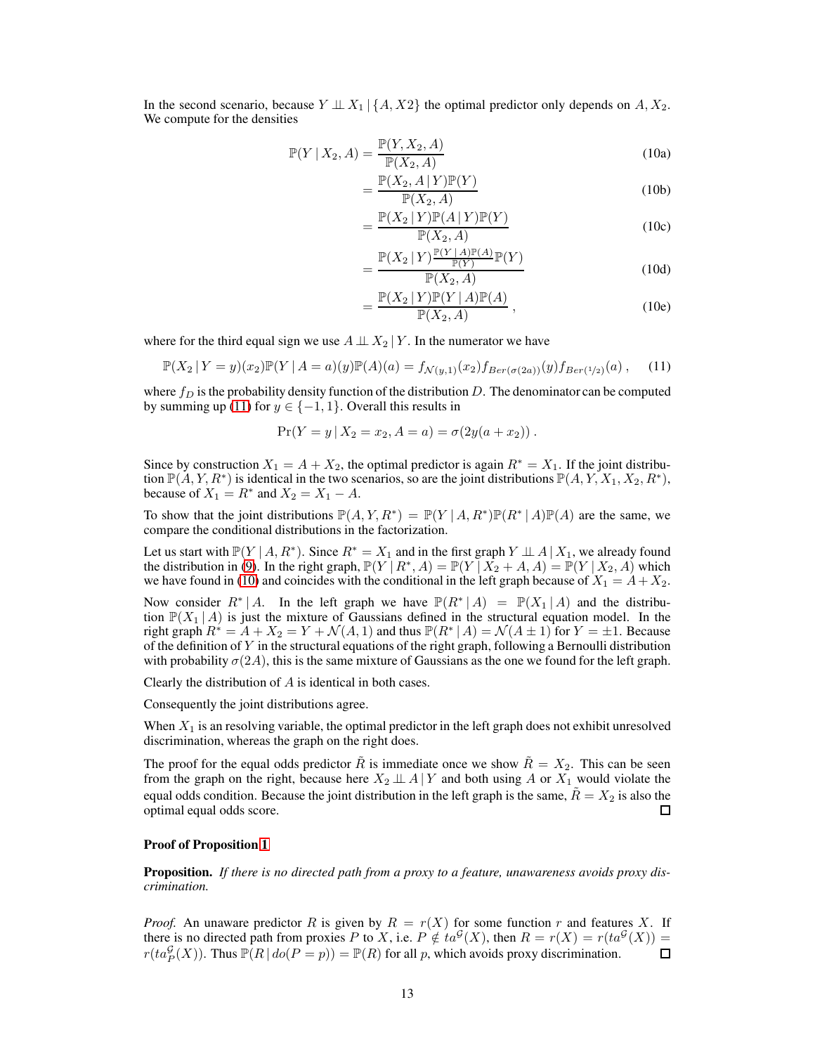In the second scenario, because $Y \perp\!\!\!\perp X_1 \,|\, \{A, X2\}$ the optimal predictor only depends on $A, X_2$. We compute for the densities

$$
\begin{aligned}
\mathbb{P}(Y \,|\, X_2, A) &= \frac{\mathbb{P}(Y, X_2, A)}{\mathbb{P}(X_2, A)} && \text{(10a)}\\
&= \frac{\mathbb{P}(X_2, A \,|\, Y)\mathbb{P}(Y)}{\mathbb{P}(X_2, A)} && \text{(10b)}\\
&= \frac{\mathbb{P}(X_2 \,|\, Y)\mathbb{P}(A \,|\, Y)\mathbb{P}(Y)}{\mathbb{P}(X_2, A)} && \text{(10c)}\\
&= \frac{\mathbb{P}(X_2 \,|\, Y)\frac{\mathbb{P}(Y \,|\, A)\mathbb{P}(A)}{\mathbb{P}(Y)}\mathbb{P}(Y)}{\mathbb{P}(X_2, A)} && \text{(10d)}\\
&= \frac{\mathbb{P}(X_2 \,|\, Y)\mathbb{P}(Y \,|\, A)\mathbb{P}(A)}{\mathbb{P}(X_2, A)}\,, && \text{(10e)}
\end{aligned}
$$

where for the third equal sign we use $A \perp\!\!\!\perp X_2 \,|\, Y$. In the numerator we have

$$
\mathbb{P}(X_2 \,|\, Y = y)(x_2)\mathbb{P}(Y \,|\, A = a)(y)\mathbb{P}(A)(a) = f_{\mathcal{N}(y,1)}(x_2) f_{Ber(\sigma(2a))}(y) f_{Ber(1/2)}(a)\,, \qquad (11)
$$

where $f_D$ is the probability density function of the distribution $D$. The denominator can be computed by summing up (11) for $y \in \{-1, 1\}$. Overall this results in

$$
\Pr(Y = y \,|\, X_2 = x_2, A = a) = \sigma(2y(a + x_2))\,.
$$

Since by construction $X_1 = A + X_2$, the optimal predictor is again $R^* = X_1$. If the joint distribution $\mathbb{P}(A, Y, R^*)$ is identical in the two scenarios, so are the joint distributions $\mathbb{P}(A, Y, X_1, X_2, R^*)$, because of $X_1 = R^*$ and $X_2 = X_1 - A$.

To show that the joint distributions $\mathbb{P}(A, Y, R^*) = \mathbb{P}(Y \,|\, A, R^*)\mathbb{P}(R^* \,|\, A)\mathbb{P}(A)$ are the same, we compare the conditional distributions in the factorization.

Let us start with $\mathbb{P}(Y \,|\, A, R^*)$. Since $R^* = X_1$ and in the first graph $Y \perp\!\!\!\perp A \,|\, X_1$, we already found the distribution in (9). In the right graph, $\mathbb{P}(Y \,|\, R^*, A) = \mathbb{P}(Y \,|\, X_2 + A, A) = \mathbb{P}(Y \,|\, X_2, A)$ which we have found in (10) and coincides with the conditional in the left graph because of $X_1 = A + X_2$.

Now consider $R^* \,|\, A$. In the left graph we have $\mathbb{P}(R^* \,|\, A) = \mathbb{P}(X_1 \,|\, A)$ and the distribution $\mathbb{P}(X_1 \,|\, A)$ is just the mixture of Gaussians defined in the structural equation model. In the right graph $R^* = A + X_2 = Y + \mathcal{N}(A, 1)$ and thus $\mathbb{P}(R^* \,|\, A) = \mathcal{N}(A \pm 1)$ for $Y = \pm 1$. Because of the definition of $Y$ in the structural equations of the right graph, following a Bernoulli distribution with probability $\sigma(2A)$, this is the same mixture of Gaussians as the one we found for the left graph.

Clearly the distribution of $A$ is identical in both cases.

Consequently the joint distributions agree.

When $X_1$ is an resolving variable, the optimal predictor in the left graph does not exhibit unresolved discrimination, whereas the graph on the right does.

The proof for the equal odds predictor $\tilde{R}$ is immediate once we show $\tilde{R} = X_2$. This can be seen from the graph on the right, because here $X_2 \perp\!\!\!\perp A \,|\, Y$ and both using $A$ or $X_1$ would violate the equal odds condition. Because the joint distribution in the left graph is the same, $\tilde{R} = X_2$ is also the optimal equal odds score. □

**Proof of Proposition 1**

**Proposition.** *If there is no directed path from a proxy to a feature, unawareness avoids proxy discrimination.*

*Proof.* An unaware predictor $R$ is given by $R = r(X)$ for some function $r$ and features $X$. If there is no directed path from proxies $P$ to $X$, i.e. $P \notin ta^{\mathcal{G}}(X)$, then $R = r(X) = r(ta^{\mathcal{G}}(X)) = r(ta^{\mathcal{G}}_P(X))$. Thus $\mathbb{P}(R \,|\, do(P = p)) = \mathbb{P}(R)$ for all $p$, which avoids proxy discrimination. □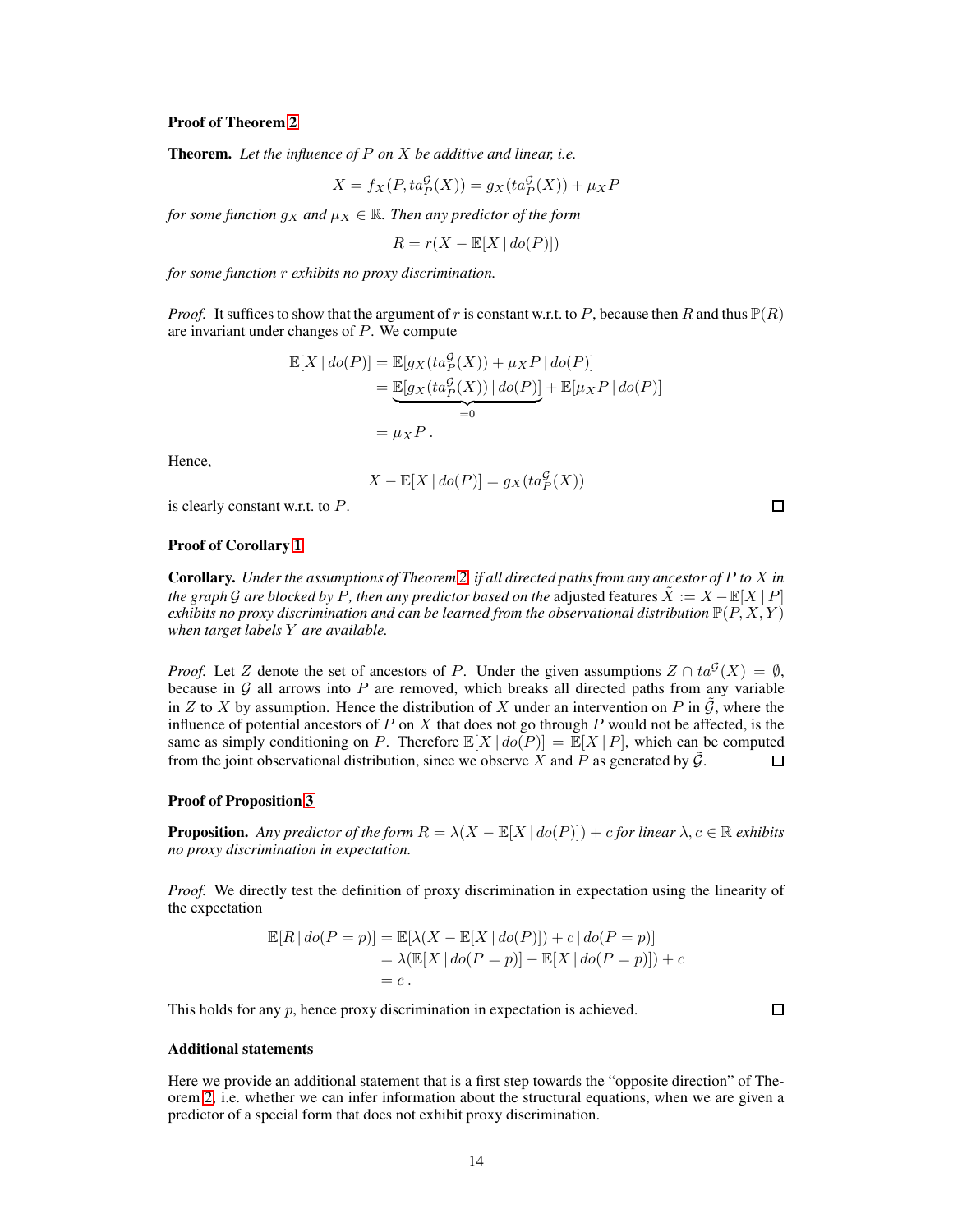**Proof of Theorem 2**

**Theorem.** *Let the influence of $P$ on $X$ be additive and linear, i.e.*

$$X = f_X(P, ta_P^{\mathcal{G}}(X)) = g_X(ta_P^{\mathcal{G}}(X)) + \mu_X P$$

*for some function $g_X$ and $\mu_X \in \mathbb{R}$. Then any predictor of the form*

$$R = r(X - \mathbb{E}[X \mid do(P)])$$

*for some function $r$ exhibits no proxy discrimination.*

*Proof.* It suffices to show that the argument of $r$ is constant w.r.t. to $P$, because then $R$ and thus $\mathbb{P}(R)$ are invariant under changes of $P$. We compute

$$\begin{aligned}
\mathbb{E}[X \mid do(P)] &= \mathbb{E}[g_X(ta_P^{\mathcal{G}}(X)) + \mu_X P \mid do(P)] \\
&= \underbrace{\mathbb{E}[g_X(ta_P^{\mathcal{G}}(X)) \mid do(P)]}_{=0} + \mathbb{E}[\mu_X P \mid do(P)] \\
&= \mu_X P\,.
\end{aligned}$$

Hence,

$$X - \mathbb{E}[X \mid do(P)] = g_X(ta_P^{\mathcal{G}}(X))$$

is clearly constant w.r.t. to $P$. □

**Proof of Corollary 1**

**Corollary.** *Under the assumptions of Theorem 2, if all directed paths from any ancestor of $P$ to $X$ in the graph $\mathcal{G}$ are blocked by $P$, then any predictor based on the* adjusted features $\tilde{X} := X - \mathbb{E}[X \mid P]$ *exhibits no proxy discrimination and can be learned from the observational distribution $\mathbb{P}(P, X, Y)$ when target labels $Y$ are available.*

*Proof.* Let $Z$ denote the set of ancestors of $P$. Under the given assumptions $Z \cap ta^{\mathcal{G}}(X) = \emptyset$, because in $\mathcal{G}$ all arrows into $P$ are removed, which breaks all directed paths from any variable in $Z$ to $X$ by assumption. Hence the distribution of $X$ under an intervention on $P$ in $\tilde{\mathcal{G}}$, where the influence of potential ancestors of $P$ on $X$ that does not go through $P$ would not be affected, is the same as simply conditioning on $P$. Therefore $\mathbb{E}[X \mid do(P)] = \mathbb{E}[X \mid P]$, which can be computed from the joint observational distribution, since we observe $X$ and $P$ as generated by $\tilde{\mathcal{G}}$. □

**Proof of Proposition 3**

**Proposition.** *Any predictor of the form $R = \lambda(X - \mathbb{E}[X \mid do(P)]) + c$ for linear $\lambda, c \in \mathbb{R}$ exhibits no proxy discrimination in expectation.*

*Proof.* We directly test the definition of proxy discrimination in expectation using the linearity of the expectation

$$\begin{aligned}
\mathbb{E}[R \mid do(P = p)] &= \mathbb{E}[\lambda(X - \mathbb{E}[X \mid do(P)]) + c \mid do(P = p)] \\
&= \lambda(\mathbb{E}[X \mid do(P = p)] - \mathbb{E}[X \mid do(P = p)]) + c \\
&= c\,.
\end{aligned}$$

This holds for any $p$, hence proxy discrimination in expectation is achieved. □

**Additional statements**

Here we provide an additional statement that is a first step towards the "opposite direction" of Theorem 2, i.e. whether we can infer information about the structural equations, when we are given a predictor of a special form that does not exhibit proxy discrimination.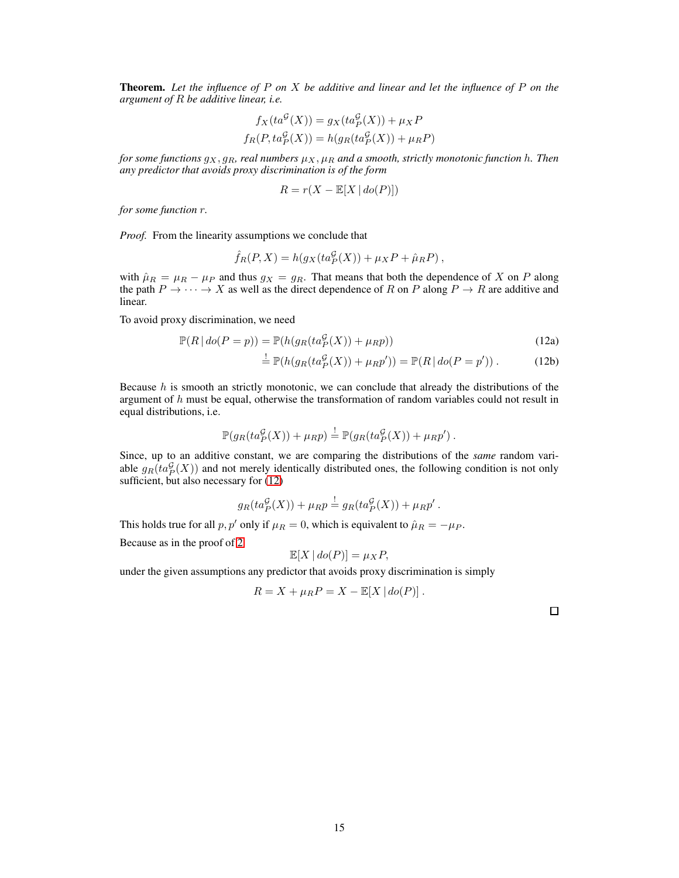**Theorem.** *Let the influence of $P$ on $X$ be additive and linear and let the influence of $P$ on the argument of $R$ be additive linear, i.e.*

$$f_X(ta^{\mathcal{G}}(X)) = g_X(ta^{\mathcal{G}}_P(X)) + \mu_X P$$
$$f_R(P, ta^{\mathcal{G}}_P(X)) = h(g_R(ta^{\mathcal{G}}_P(X)) + \mu_R P)$$

*for some functions $g_X, g_R$, real numbers $\mu_X, \mu_R$ and a smooth, strictly monotonic function $h$. Then any predictor that avoids proxy discrimination is of the form*

$$R = r(X - \mathbb{E}[X \mid do(P)])$$

*for some function $r$.*

*Proof.* From the linearity assumptions we conclude that

$$\hat{f}_R(P, X) = h(g_X(ta^{\mathcal{G}}_P(X)) + \mu_X P + \hat{\mu}_R P),$$

with $\hat{\mu}_R = \mu_R - \mu_P$ and thus $g_X = g_R$. That means that both the dependence of $X$ on $P$ along the path $P \to \cdots \to X$ as well as the direct dependence of $R$ on $P$ along $P \to R$ are additive and linear.

To avoid proxy discrimination, we need

$$\mathbb{P}(R \mid do(P = p)) = \mathbb{P}(h(g_R(ta^{\mathcal{G}}_P(X)) + \mu_R p)) \tag{12a}$$
$$\stackrel{!}{=} \mathbb{P}(h(g_R(ta^{\mathcal{G}}_P(X)) + \mu_R p')) = \mathbb{P}(R \mid do(P = p')). \tag{12b}$$

Because $h$ is smooth an strictly monotonic, we can conclude that already the distributions of the argument of $h$ must be equal, otherwise the transformation of random variables could not result in equal distributions, i.e.

$$\mathbb{P}(g_R(ta^{\mathcal{G}}_P(X)) + \mu_R p) \stackrel{!}{=} \mathbb{P}(g_R(ta^{\mathcal{G}}_P(X)) + \mu_R p').$$

Since, up to an additive constant, we are comparing the distributions of the *same* random variable $g_R(ta^{\mathcal{G}}_P(X))$ and not merely identically distributed ones, the following condition is not only sufficient, but also necessary for (12)

$$g_R(ta^{\mathcal{G}}_P(X)) + \mu_R p \stackrel{!}{=} g_R(ta^{\mathcal{G}}_P(X)) + \mu_R p'.$$

This holds true for all $p, p'$ only if $\mu_R = 0$, which is equivalent to $\hat{\mu}_R = -\mu_P$.

Because as in the proof of 2

$$\mathbb{E}[X \mid do(P)] = \mu_X P,$$

under the given assumptions any predictor that avoids proxy discrimination is simply

$$R = X + \mu_R P = X - \mathbb{E}[X \mid do(P)].$$

□